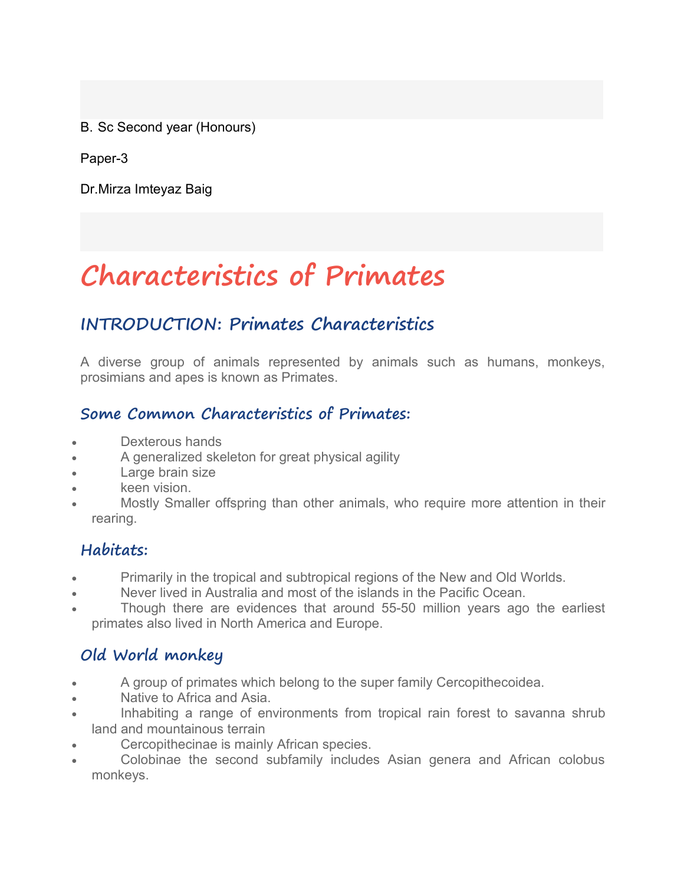B. Sc Second year (Honours)

Paper-3

Dr.Mirza Imteyaz Baig

# Characteristics of Primates

## INTRODUCTION: Primates Characteristics

A diverse group of animals represented by animals such as humans, monkeys, prosimians and apes is known as Primates.

### Some Common Characteristics of Primates:

- Dexterous hands
- A generalized skeleton for great physical agility
- Large brain size
- keen vision.
- Mostly Smaller offspring than other animals, who require more attention in their rearing.

### Habitats:

- Primarily in the tropical and subtropical regions of the New and Old Worlds.
- Never lived in Australia and most of the islands in the Pacific Ocean.
- Though there are evidences that around 55-50 million years ago the earliest primates also lived in North America and Europe.

### Old World monkey

- A group of primates which belong to the super family Cercopithecoidea.
- Native to Africa and Asia.
- Inhabiting a range of environments from tropical rain forest to savanna shrub land and mountainous terrain
- Cercopithecinae is mainly African species.
- Colobinae the second subfamily includes Asian genera and African colobus monkeys.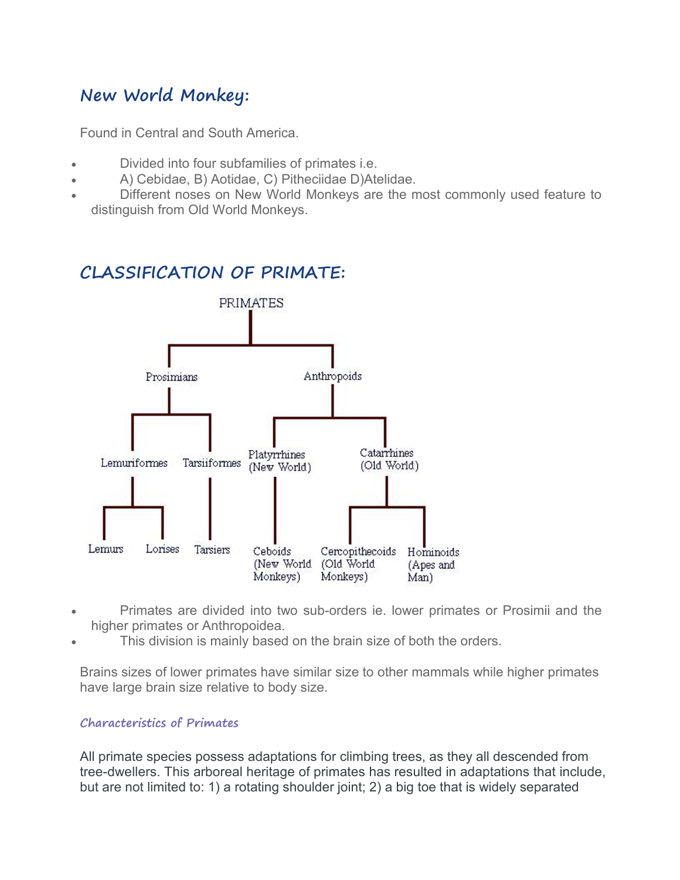## New World Monkey:

Found in Central and South America.

- Divided into four subfamilies of primates i.e.
- A) Cebidae, B) Aotidae, C) Pitheciidae D)Atelidae.
- Different noses on New World Monkeys are the most commonly used feature to distinguish from Old World Monkeys.

## CLASSIFICATION OF PRIMATE:

- PRIMATES
  - Prosimians
    - Lemuriformes
      - Lemurs
      - Lorises
    - Tarsiiformes
      - Tarsiers
  - Anthropoids
    - Platyrrhines (New World)
      - Ceboids (New World Monkeys)
    - Catarrhines (Old World)
      - Cercopithecoids (Old World Monkeys)
      - Hominoids (Apes and Man)

- Primates are divided into two sub-orders ie. lower primates or Prosimii and the higher primates or Anthropoidea.
- This division is mainly based on the brain size of both the orders.

Brains sizes of lower primates have similar size to other mammals while higher primates have large brain size relative to body size.

### Characteristics of Primates

All primate species possess adaptations for climbing trees, as they all descended from tree-dwellers. This arboreal heritage of primates has resulted in adaptations that include, but are not limited to: 1) a rotating shoulder joint; 2) a big toe that is widely separated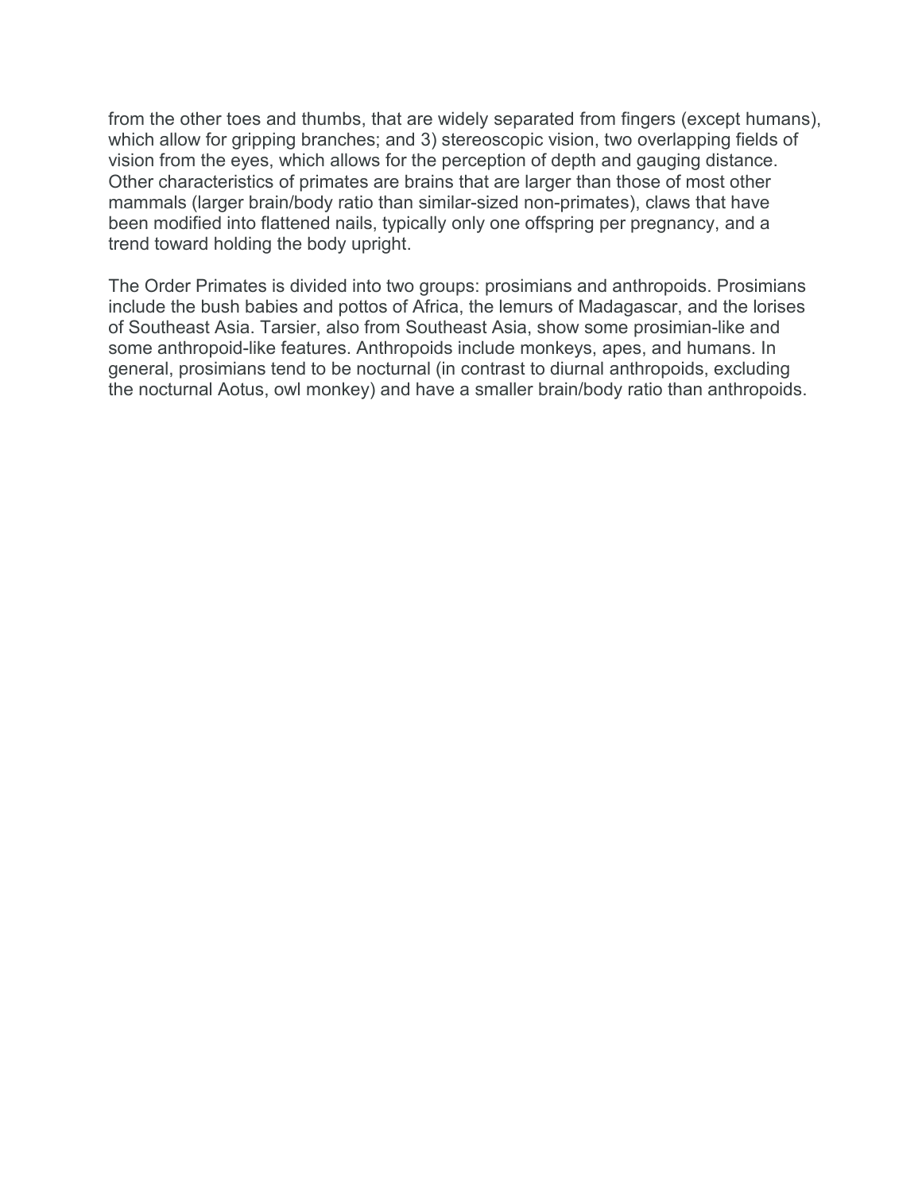from the other toes and thumbs, that are widely separated from fingers (except humans), which allow for gripping branches; and 3) stereoscopic vision, two overlapping fields of vision from the eyes, which allows for the perception of depth and gauging distance. Other characteristics of primates are brains that are larger than those of most other mammals (larger brain/body ratio than similar-sized non-primates), claws that have been modified into flattened nails, typically only one offspring per pregnancy, and a trend toward holding the body upright.

The Order Primates is divided into two groups: prosimians and anthropoids. Prosimians include the bush babies and pottos of Africa, the lemurs of Madagascar, and the lorises of Southeast Asia. Tarsier, also from Southeast Asia, show some prosimian-like and some anthropoid-like features. Anthropoids include monkeys, apes, and humans. In general, prosimians tend to be nocturnal (in contrast to diurnal anthropoids, excluding the nocturnal Aotus, owl monkey) and have a smaller brain/body ratio than anthropoids.